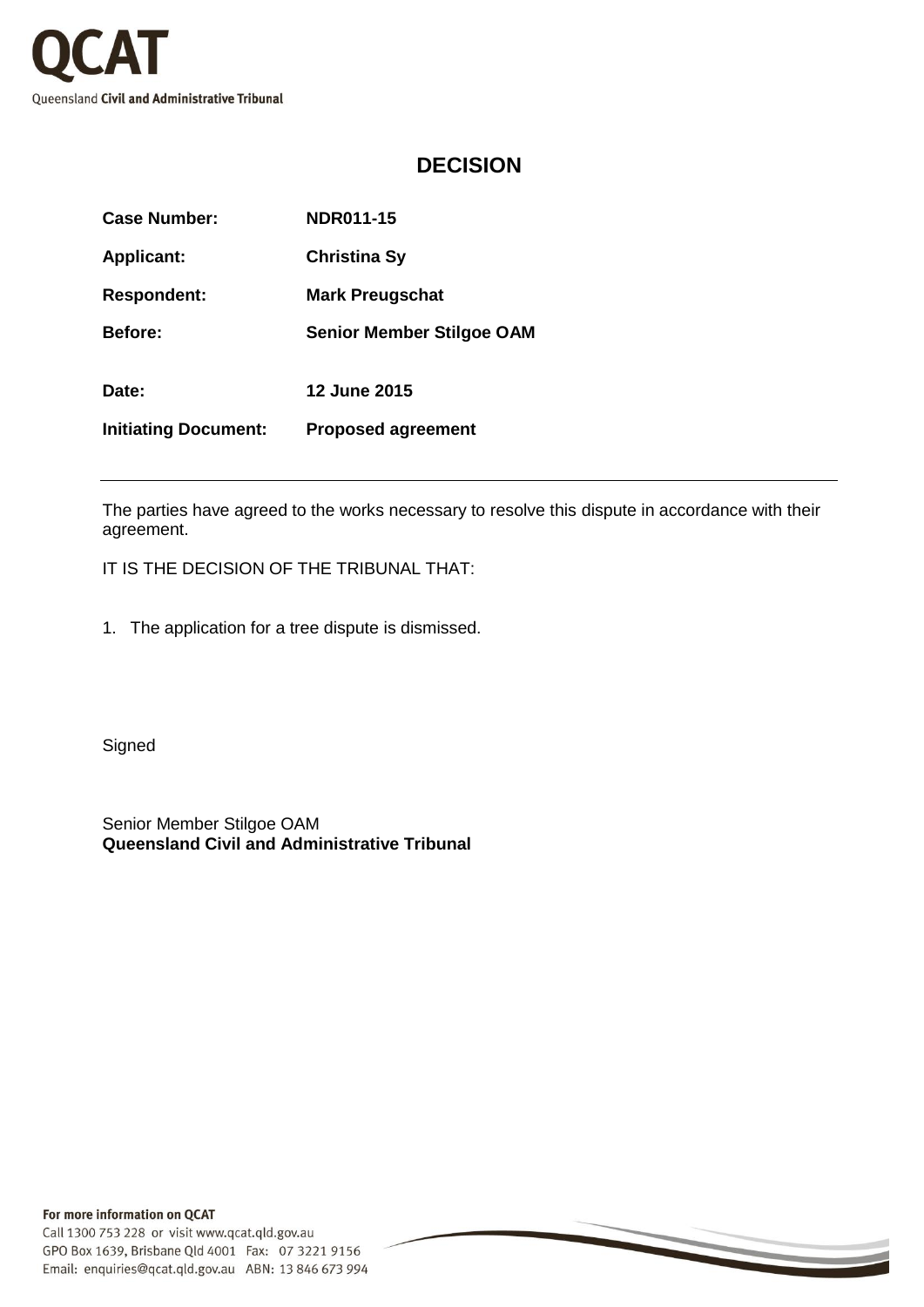QCAT

Queensland **Civil and Administrative Tribunal**

# DECISION

| | |
|---|---|
| **Case Number:** | **NDR011-15** |
| **Applicant:** | **Christina Sy** |
| **Respondent:** | **Mark Preugschat** |
| **Before:** | **Senior Member Stilgoe OAM** |
| **Date:** | **12 June 2015** |
| **Initiating Document:** | **Proposed agreement** |

---

The parties have agreed to the works necessary to resolve this dispute in accordance with their agreement.

IT IS THE DECISION OF THE TRIBUNAL THAT:

1. The application for a tree dispute is dismissed.

Signed

Senior Member Stilgoe OAM
**Queensland Civil and Administrative Tribunal**

**For more information on QCAT**
Call 1300 753 228 or visit www.qcat.qld.gov.au
GPO Box 1639, Brisbane Qld 4001 Fax: 07 3221 9156
Email: enquiries@qcat.qld.gov.au ABN: 13 846 673 994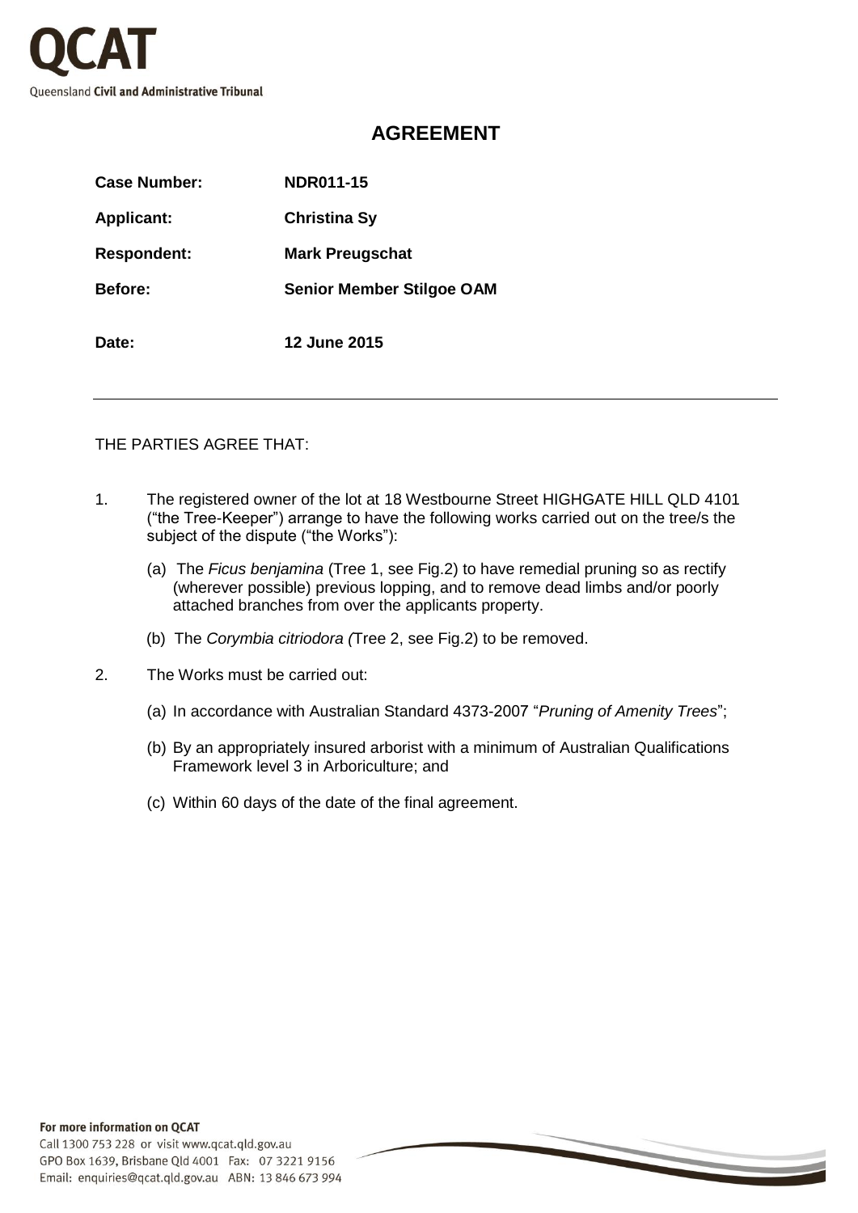# AGREEMENT

| | |
|---|---|
| **Case Number:** | **NDR011-15** |
| **Applicant:** | **Christina Sy** |
| **Respondent:** | **Mark Preugschat** |
| **Before:** | **Senior Member Stilgoe OAM** |
| **Date:** | **12 June 2015** |

---

THE PARTIES AGREE THAT:

1. The registered owner of the lot at 18 Westbourne Street HIGHGATE HILL QLD 4101 ("the Tree-Keeper") arrange to have the following works carried out on the tree/s the subject of the dispute ("the Works"):

   (a) The *Ficus benjamina* (Tree 1, see Fig.2) to have remedial pruning so as rectify (wherever possible) previous lopping, and to remove dead limbs and/or poorly attached branches from over the applicants property.

   (b) The *Corymbia citriodora (*Tree 2, see Fig.2) to be removed.

2. The Works must be carried out:

   (a) In accordance with Australian Standard 4373-2007 "*Pruning of Amenity Trees*";

   (b) By an appropriately insured arborist with a minimum of Australian Qualifications Framework level 3 in Arboriculture; and

   (c) Within 60 days of the date of the final agreement.